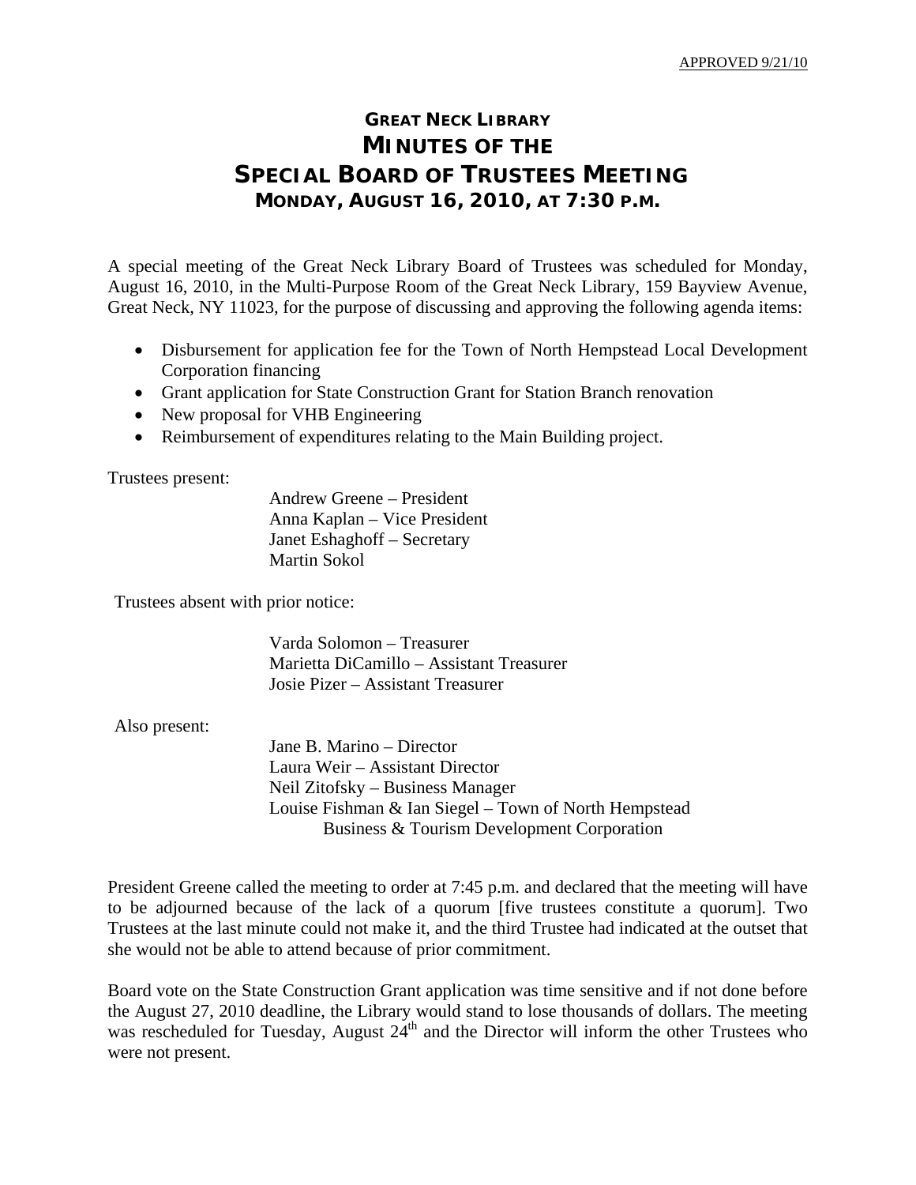APPROVED 9/21/10

# GREAT NECK LIBRARY
# MINUTES OF THE
# SPECIAL BOARD OF TRUSTEES MEETING
## MONDAY, AUGUST 16, 2010, AT 7:30 P.M.

A special meeting of the Great Neck Library Board of Trustees was scheduled for Monday, August 16, 2010, in the Multi-Purpose Room of the Great Neck Library, 159 Bayview Avenue, Great Neck, NY 11023, for the purpose of discussing and approving the following agenda items:

- Disbursement for application fee for the Town of North Hempstead Local Development Corporation financing
- Grant application for State Construction Grant for Station Branch renovation
- New proposal for VHB Engineering
- Reimbursement of expenditures relating to the Main Building project.

Trustees present:

Andrew Greene – President
Anna Kaplan – Vice President
Janet Eshaghoff – Secretary
Martin Sokol

Trustees absent with prior notice:

Varda Solomon – Treasurer
Marietta DiCamillo – Assistant Treasurer
Josie Pizer – Assistant Treasurer

Also present:

Jane B. Marino – Director
Laura Weir – Assistant Director
Neil Zitofsky – Business Manager
Louise Fishman & Ian Siegel – Town of North Hempstead Business & Tourism Development Corporation

President Greene called the meeting to order at 7:45 p.m. and declared that the meeting will have to be adjourned because of the lack of a quorum [five trustees constitute a quorum]. Two Trustees at the last minute could not make it, and the third Trustee had indicated at the outset that she would not be able to attend because of prior commitment.

Board vote on the State Construction Grant application was time sensitive and if not done before the August 27, 2010 deadline, the Library would stand to lose thousands of dollars. The meeting was rescheduled for Tuesday, August 24th and the Director will inform the other Trustees who were not present.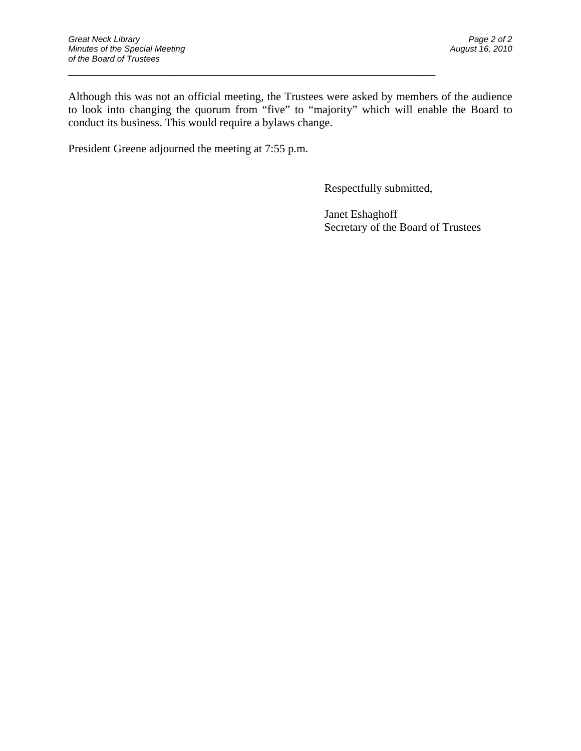Although this was not an official meeting, the Trustees were asked by members of the audience to look into changing the quorum from “five” to “majority” which will enable the Board to conduct its business. This would require a bylaws change.

President Greene adjourned the meeting at 7:55 p.m.

Respectfully submitted,

Janet Eshaghoff
Secretary of the Board of Trustees